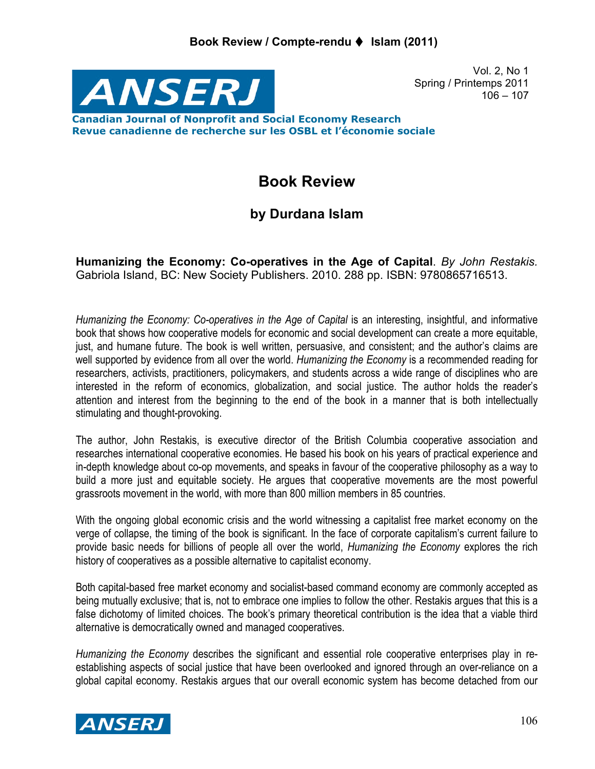# Book Review

## by Durdana Islam

**Humanizing the Economy: Co-operatives in the Age of Capital**. *By John Restakis.* Gabriola Island, BC: New Society Publishers. 2010. 288 pp. ISBN: 9780865716513.

*Humanizing the Economy: Co-operatives in the Age of Capital* is an interesting, insightful, and informative book that shows how cooperative models for economic and social development can create a more equitable, just, and humane future. The book is well written, persuasive, and consistent; and the author's claims are well supported by evidence from all over the world. *Humanizing the Economy* is a recommended reading for researchers, activists, practitioners, policymakers, and students across a wide range of disciplines who are interested in the reform of economics, globalization, and social justice. The author holds the reader's attention and interest from the beginning to the end of the book in a manner that is both intellectually stimulating and thought-provoking.

The author, John Restakis, is executive director of the British Columbia cooperative association and researches international cooperative economies. He based his book on his years of practical experience and in-depth knowledge about co-op movements, and speaks in favour of the cooperative philosophy as a way to build a more just and equitable society. He argues that cooperative movements are the most powerful grassroots movement in the world, with more than 800 million members in 85 countries.

With the ongoing global economic crisis and the world witnessing a capitalist free market economy on the verge of collapse, the timing of the book is significant. In the face of corporate capitalism's current failure to provide basic needs for billions of people all over the world, *Humanizing the Economy* explores the rich history of cooperatives as a possible alternative to capitalist economy.

Both capital-based free market economy and socialist-based command economy are commonly accepted as being mutually exclusive; that is, not to embrace one implies to follow the other. Restakis argues that this is a false dichotomy of limited choices. The book's primary theoretical contribution is the idea that a viable third alternative is democratically owned and managed cooperatives.

*Humanizing the Economy* describes the significant and essential role cooperative enterprises play in re-establishing aspects of social justice that have been overlooked and ignored through an over-reliance on a global capital economy. Restakis argues that our overall economic system has become detached from our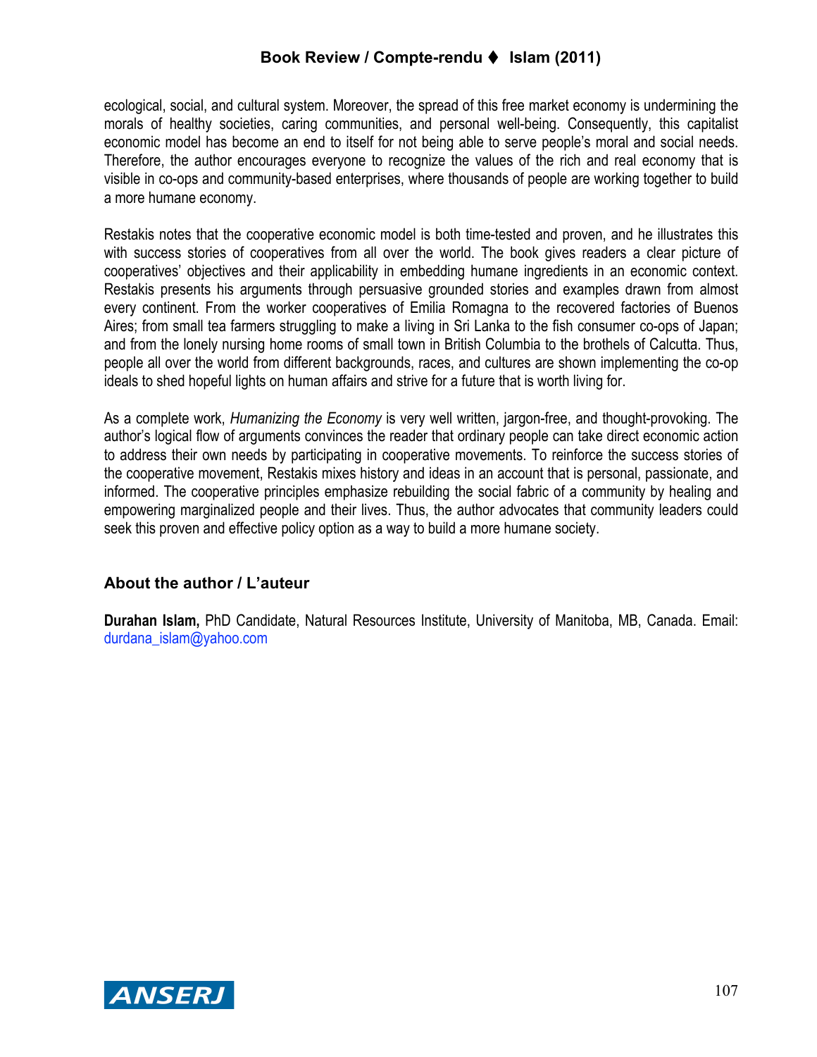ecological, social, and cultural system. Moreover, the spread of this free market economy is undermining the morals of healthy societies, caring communities, and personal well-being. Consequently, this capitalist economic model has become an end to itself for not being able to serve people's moral and social needs. Therefore, the author encourages everyone to recognize the values of the rich and real economy that is visible in co-ops and community-based enterprises, where thousands of people are working together to build a more humane economy.

Restakis notes that the cooperative economic model is both time-tested and proven, and he illustrates this with success stories of cooperatives from all over the world. The book gives readers a clear picture of cooperatives' objectives and their applicability in embedding humane ingredients in an economic context. Restakis presents his arguments through persuasive grounded stories and examples drawn from almost every continent. From the worker cooperatives of Emilia Romagna to the recovered factories of Buenos Aires; from small tea farmers struggling to make a living in Sri Lanka to the fish consumer co-ops of Japan; and from the lonely nursing home rooms of small town in British Columbia to the brothels of Calcutta. Thus, people all over the world from different backgrounds, races, and cultures are shown implementing the co-op ideals to shed hopeful lights on human affairs and strive for a future that is worth living for.

As a complete work, *Humanizing the Economy* is very well written, jargon-free, and thought-provoking. The author's logical flow of arguments convinces the reader that ordinary people can take direct economic action to address their own needs by participating in cooperative movements. To reinforce the success stories of the cooperative movement, Restakis mixes history and ideas in an account that is personal, passionate, and informed. The cooperative principles emphasize rebuilding the social fabric of a community by healing and empowering marginalized people and their lives. Thus, the author advocates that community leaders could seek this proven and effective policy option as a way to build a more humane society.

## About the author / L'auteur

**Durahan Islam,** PhD Candidate, Natural Resources Institute, University of Manitoba, MB, Canada. Email: durdana_islam@yahoo.com